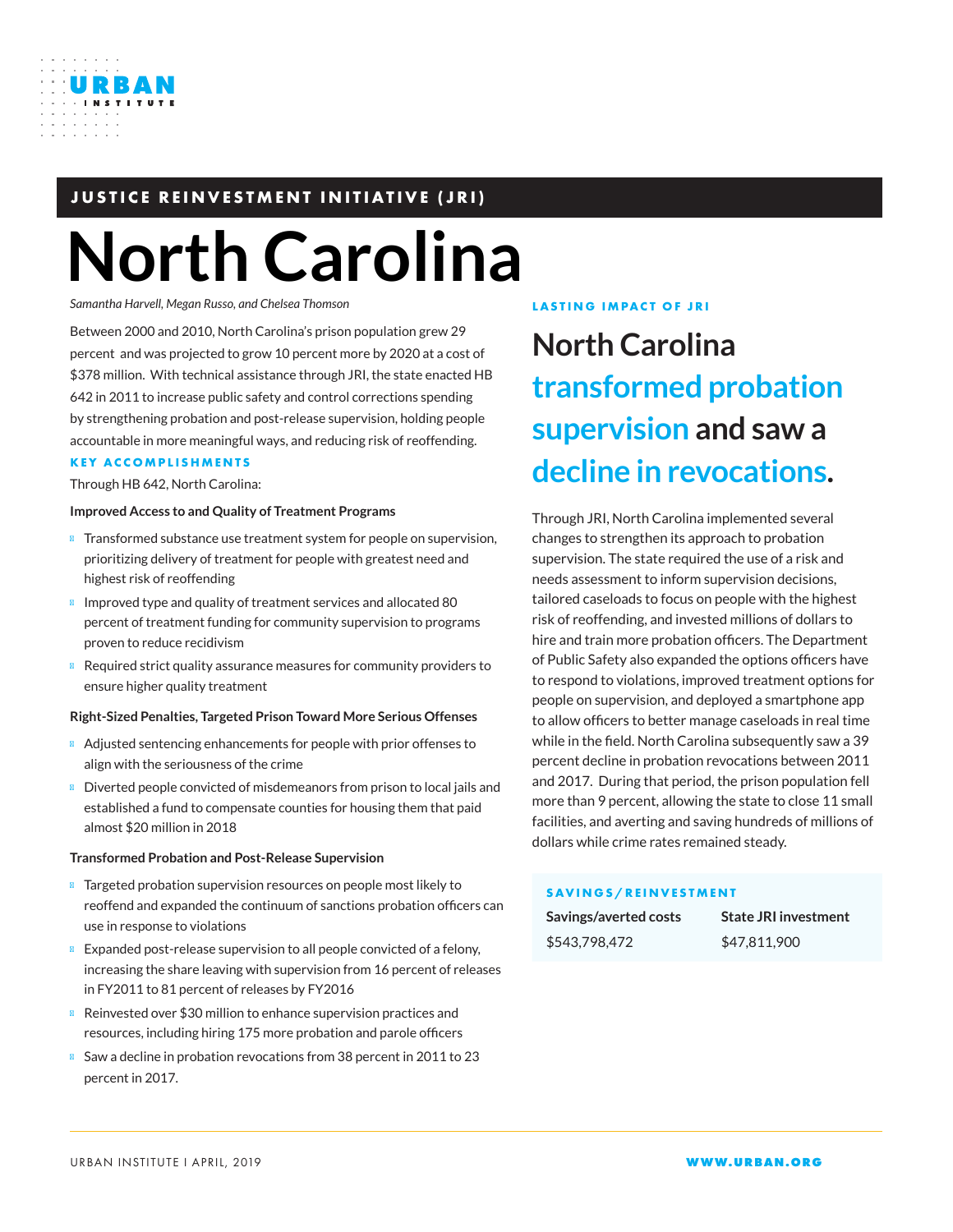**JUSTICE REINVESTMENT INITIATIVE (JRI)**

# North Carolina

*Samantha Harvell, Megan Russo, and Chelsea Thomson*

Between 2000 and 2010, North Carolina's prison population grew 29 percent and was projected to grow 10 percent more by 2020 at a cost of $378 million. With technical assistance through JRI, the state enacted HB 642 in 2011 to increase public safety and control corrections spending by strengthening probation and post-release supervision, holding people accountable in more meaningful ways, and reducing risk of reoffending.

## KEY ACCOMPLISHMENTS

Through HB 642, North Carolina:

**Improved Access to and Quality of Treatment Programs**

- Transformed substance use treatment system for people on supervision, prioritizing delivery of treatment for people with greatest need and highest risk of reoffending
- Improved type and quality of treatment services and allocated 80 percent of treatment funding for community supervision to programs proven to reduce recidivism
- Required strict quality assurance measures for community providers to ensure higher quality treatment

**Right-Sized Penalties, Targeted Prison Toward More Serious Offenses**

- Adjusted sentencing enhancements for people with prior offenses to align with the seriousness of the crime
- Diverted people convicted of misdemeanors from prison to local jails and established a fund to compensate counties for housing them that paid almost $20 million in 2018

**Transformed Probation and Post-Release Supervision**

- Targeted probation supervision resources on people most likely to reoffend and expanded the continuum of sanctions probation officers can use in response to violations
- Expanded post-release supervision to all people convicted of a felony, increasing the share leaving with supervision from 16 percent of releases in FY2011 to 81 percent of releases by FY2016
- Reinvested over $30 million to enhance supervision practices and resources, including hiring 175 more probation and parole officers
- Saw a decline in probation revocations from 38 percent in 2011 to 23 percent in 2017.

## LASTING IMPACT OF JRI

## North Carolina transformed probation supervision and saw a decline in revocations.

Through JRI, North Carolina implemented several changes to strengthen its approach to probation supervision. The state required the use of a risk and needs assessment to inform supervision decisions, tailored caseloads to focus on people with the highest risk of reoffending, and invested millions of dollars to hire and train more probation officers. The Department of Public Safety also expanded the options officers have to respond to violations, improved treatment options for people on supervision, and deployed a smartphone app to allow officers to better manage caseloads in real time while in the field. North Carolina subsequently saw a 39 percent decline in probation revocations between 2011 and 2017. During that period, the prison population fell more than 9 percent, allowing the state to close 11 small facilities, and averting and saving hundreds of millions of dollars while crime rates remained steady.

**SAVINGS/REINVESTMENT**

| Savings/averted costs | State JRI investment |
| --- | --- |
| $543,798,472 | $47,811,900 |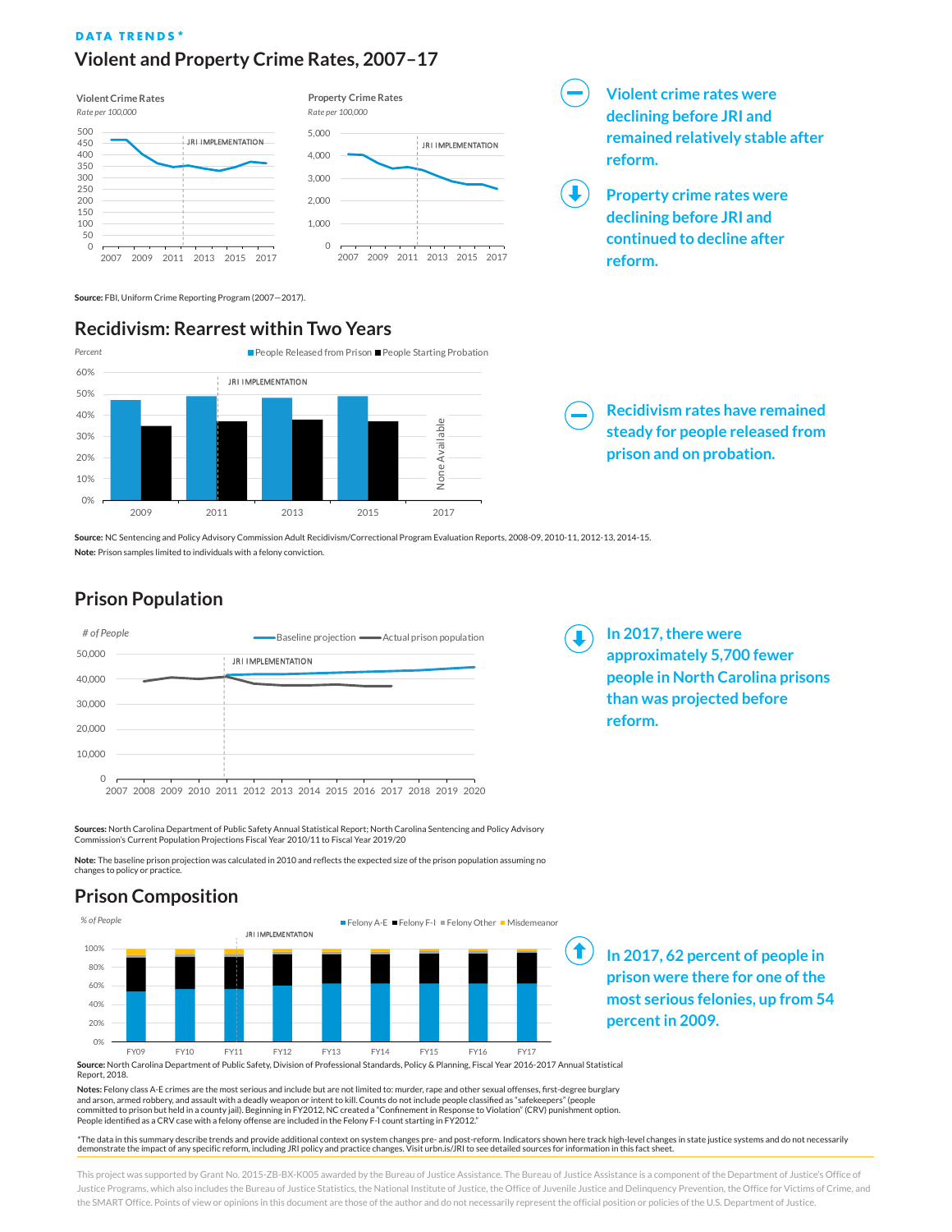DATA TRENDS*

## Violent and Property Crime Rates, 2007–17

Violent Crime Rates
*Rate per 100,000*

500
450
400
350
300
250
200
150
100
50
0

JRI IMPLEMENTATION

2007 2009 2011 2013 2015 2017

Property Crime Rates
*Rate per 100,000*

5,000
4,000
3,000
2,000
1,000
0

JRI IMPLEMENTATION

2007 2009 2011 2013 2015 2017

**Violent crime rates were declining before JRI and remained relatively stable after reform.**

**Property crime rates were declining before JRI and continued to decline after reform.**

**Source:** FBI, Uniform Crime Reporting Program (2007—2017).

## Recidivism: Rearrest within Two Years

*Percent*

People Released from Prison
People Starting Probation

60%
50%
40%
30%
20%
10%
0%

JRI IMPLEMENTATION

None Available

2009 2011 2013 2015 2017

**Recidivism rates have remained steady for people released from prison and on probation.**

**Source:** NC Sentencing and Policy Advisory Commission Adult Recidivism/Correctional Program Evaluation Reports, 2008-09, 2010-11, 2012-13, 2014-15.
**Note:** Prison samples limited to individuals with a felony conviction.

## Prison Population

*# of People*

Baseline projection
Actual prison population

50,000
40,000
30,000
20,000
10,000
0

JRI IMPLEMENTATION

2007 2008 2009 2010 2011 2012 2013 2014 2015 2016 2017 2018 2019 2020

**In 2017, there were approximately 5,700 fewer people in North Carolina prisons than was projected before reform.**

**Sources:** North Carolina Department of Public Safety Annual Statistical Report; North Carolina Sentencing and Policy Advisory Commission's Current Population Projections Fiscal Year 2010/11 to Fiscal Year 2019/20

**Note:** The baseline prison projection was calculated in 2010 and reflects the expected size of the prison population assuming no changes to policy or practice.

## Prison Composition

*% of People*

Felony A-E
Felony F-I
Felony Other
Misdemeanor

100%
80%
60%
40%
20%
0%

JRI IMPLEMENTATION

FY09 FY10 FY11 FY12 FY13 FY14 FY15 FY16 FY17

**In 2017, 62 percent of people in prison were there for one of the most serious felonies, up from 54 percent in 2009.**

**Source:** North Carolina Department of Public Safety, Division of Professional Standards, Policy & Planning, Fiscal Year 2016-2017 Annual Statistical Report, 2018.

**Notes:** Felony class A-E crimes are the most serious and include but are not limited to: murder, rape and other sexual offenses, first-degree burglary and arson, armed robbery, and assault with a deadly weapon or intent to kill. Counts do not include people classified as "safekeepers" (people committed to prison but held in a county jail). Beginning in FY2012, NC created a "Confinement in Response to Violation" (CRV) punishment option. People identified as a CRV case with a felony offense are included in the Felony F-I count starting in FY2012."

*The data in this summary describe trends and provide additional context on system changes pre- and post-reform. Indicators shown here track high-level changes in state justice systems and do not necessarily demonstrate the impact of any specific reform, including JRI policy and practice changes. Visit urbn.is/JRI to see detailed sources for information in this fact sheet.

This project was supported by Grant No. 2015-ZB-BX-K005 awarded by the Bureau of Justice Assistance. The Bureau of Justice Assistance is a component of the Department of Justice's Office of Justice Programs, which also includes the Bureau of Justice Statistics, the National Institute of Justice, the Office of Juvenile Justice and Delinquency Prevention, the Office for Victims of Crime, and the SMART Office. Points of view or opinions in this document are those of the author and do not necessarily represent the official position or policies of the U.S. Department of Justice.